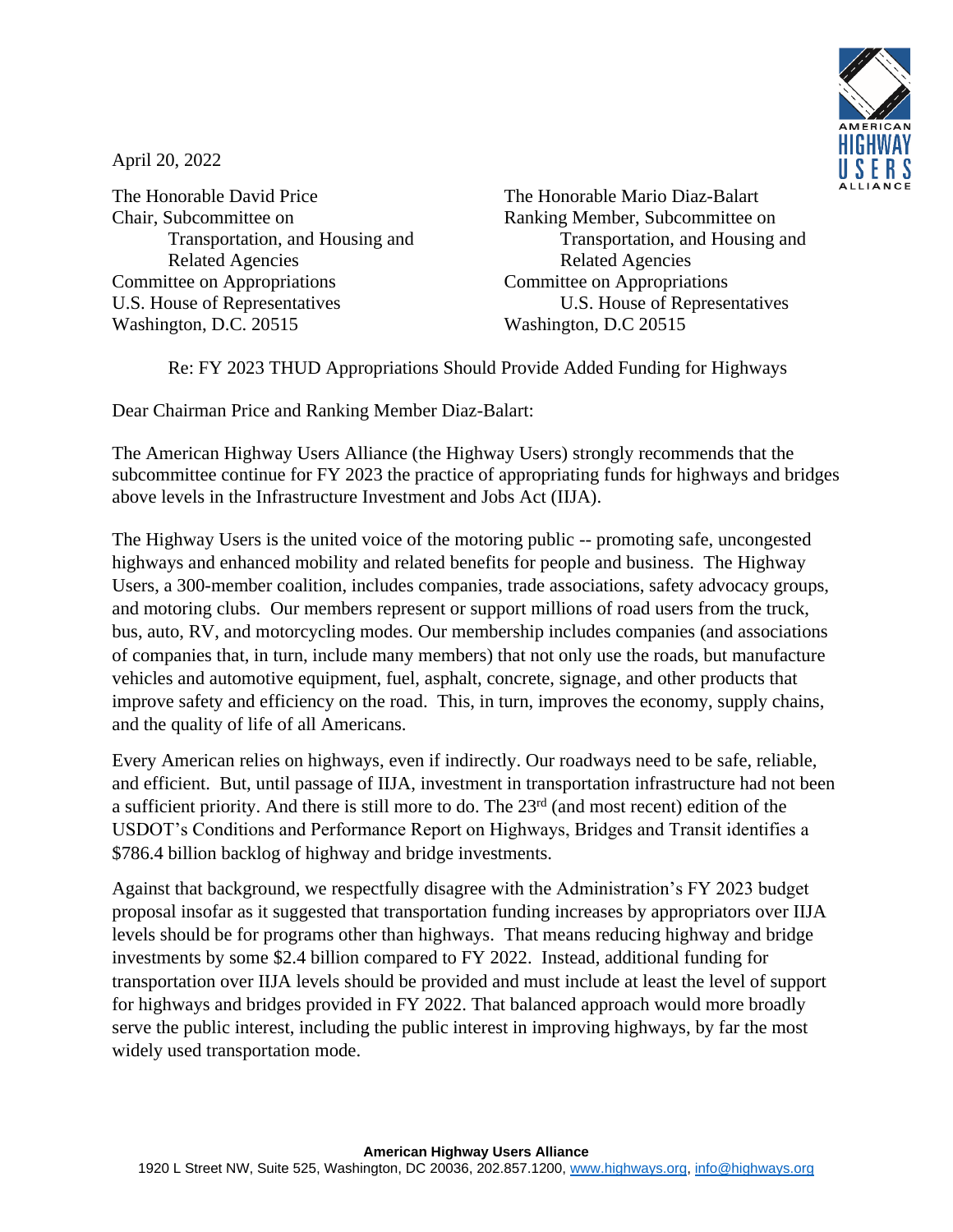April 20, 2022

The Honorable David Price
Chair, Subcommittee on Transportation, and Housing and Related Agencies
Committee on Appropriations
U.S. House of Representatives
Washington, D.C. 20515

The Honorable Mario Diaz-Balart
Ranking Member, Subcommittee on Transportation, and Housing and Related Agencies
Committee on Appropriations
U.S. House of Representatives
Washington, D.C 20515

Re: FY 2023 THUD Appropriations Should Provide Added Funding for Highways

Dear Chairman Price and Ranking Member Diaz-Balart:

The American Highway Users Alliance (the Highway Users) strongly recommends that the subcommittee continue for FY 2023 the practice of appropriating funds for highways and bridges above levels in the Infrastructure Investment and Jobs Act (IIJA).

The Highway Users is the united voice of the motoring public -- promoting safe, uncongested highways and enhanced mobility and related benefits for people and business. The Highway Users, a 300-member coalition, includes companies, trade associations, safety advocacy groups, and motoring clubs. Our members represent or support millions of road users from the truck, bus, auto, RV, and motorcycling modes. Our membership includes companies (and associations of companies that, in turn, include many members) that not only use the roads, but manufacture vehicles and automotive equipment, fuel, asphalt, concrete, signage, and other products that improve safety and efficiency on the road. This, in turn, improves the economy, supply chains, and the quality of life of all Americans.

Every American relies on highways, even if indirectly. Our roadways need to be safe, reliable, and efficient. But, until passage of IIJA, investment in transportation infrastructure had not been a sufficient priority. And there is still more to do. The 23rd (and most recent) edition of the USDOT's Conditions and Performance Report on Highways, Bridges and Transit identifies a $786.4 billion backlog of highway and bridge investments.

Against that background, we respectfully disagree with the Administration's FY 2023 budget proposal insofar as it suggested that transportation funding increases by appropriators over IIJA levels should be for programs other than highways. That means reducing highway and bridge investments by some $2.4 billion compared to FY 2022. Instead, additional funding for transportation over IIJA levels should be provided and must include at least the level of support for highways and bridges provided in FY 2022. That balanced approach would more broadly serve the public interest, including the public interest in improving highways, by far the most widely used transportation mode.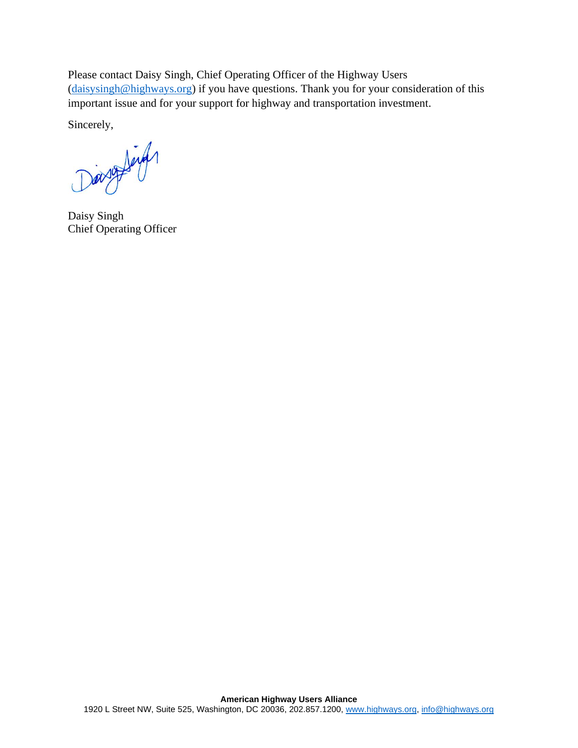Please contact Daisy Singh, Chief Operating Officer of the Highway Users (daisysingh@highways.org) if you have questions. Thank you for your consideration of this important issue and for your support for highway and transportation investment.

Sincerely,

Daisy Singh
Chief Operating Officer

**American Highway Users Alliance**
1920 L Street NW, Suite 525, Washington, DC 20036, 202.857.1200, www.highways.org, info@highways.org